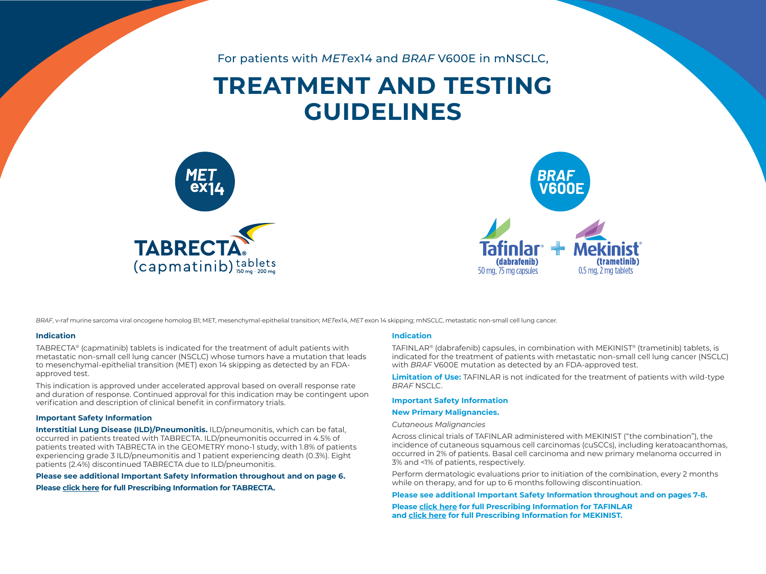For patients with *MET*ex14 and *BRAF* V600E in mNSCLC,

# TREATMENT AND TESTING GUIDELINES

***MET* ex14**

**TABRECTA®**
(capmatinib) tablets 150 mg · 200 mg

***BRAF* V600E**

**Tafinlar®** (dabrafenib) 50 mg, 75 mg capsules + **Mekinist®** (trametinib) 0.5 mg, 2 mg tablets

*BRAF*, v-raf murine sarcoma viral oncogene homolog B1; MET, mesenchymal-epithelial transition; *MET*ex14, *MET* exon 14 skipping; mNSCLC, metastatic non-small cell lung cancer.

### Indication

TABRECTA® (capmatinib) tablets is indicated for the treatment of adult patients with metastatic non-small cell lung cancer (NSCLC) whose tumors have a mutation that leads to mesenchymal-epithelial transition (MET) exon 14 skipping as detected by an FDA-approved test.

This indication is approved under accelerated approval based on overall response rate and duration of response. Continued approval for this indication may be contingent upon verification and description of clinical benefit in confirmatory trials.

### Important Safety Information

**Interstitial Lung Disease (ILD)/Pneumonitis.** ILD/pneumonitis, which can be fatal, occurred in patients treated with TABRECTA. ILD/pneumonitis occurred in 4.5% of patients treated with TABRECTA in the GEOMETRY mono-1 study, with 1.8% of patients experiencing grade 3 ILD/pneumonitis and 1 patient experiencing death (0.3%). Eight patients (2.4%) discontinued TABRECTA due to ILD/pneumonitis.

**Please see additional Important Safety Information throughout and on page 6.**

**Please click here for full Prescribing Information for TABRECTA.**

### Indication

TAFINLAR® (dabrafenib) capsules, in combination with MEKINIST® (trametinib) tablets, is indicated for the treatment of patients with metastatic non-small cell lung cancer (NSCLC) with *BRAF* V600E mutation as detected by an FDA-approved test.

**Limitation of Use:** TAFINLAR is not indicated for the treatment of patients with wild-type *BRAF* NSCLC.

### Important Safety Information

**New Primary Malignancies.**

*Cutaneous Malignancies*

Across clinical trials of TAFINLAR administered with MEKINIST ("the combination"), the incidence of cutaneous squamous cell carcinomas (cuSCCs), including keratoacanthomas, occurred in 2% of patients. Basal cell carcinoma and new primary melanoma occurred in 3% and <1% of patients, respectively.

Perform dermatologic evaluations prior to initiation of the combination, every 2 months while on therapy, and for up to 6 months following discontinuation.

**Please see additional Important Safety Information throughout and on pages 7-8.**

**Please click here for full Prescribing Information for TAFINLAR and click here for full Prescribing Information for MEKINIST.**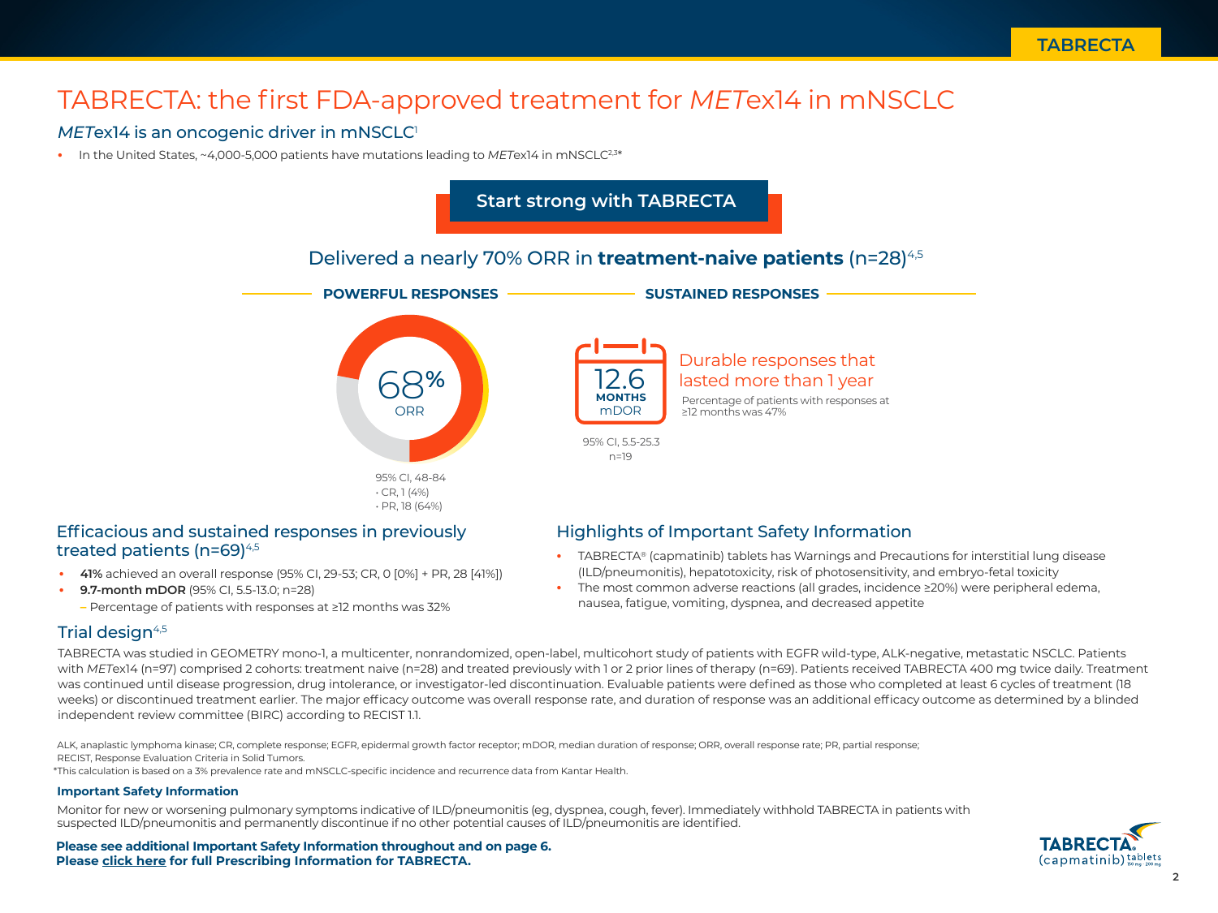# TABRECTA: the first FDA-approved treatment for *MET*ex14 in mNSCLC

## *MET*ex14 is an oncogenic driver in mNSCLC[1]

- In the United States, ~4,000-5,000 patients have mutations leading to *MET*ex14 in mNSCLC[2,3]*

**Start strong with TABRECTA**

### Delivered a nearly 70% ORR in **treatment-naive patients** (n=28)[4,5]

**POWERFUL RESPONSES**

68% ORR

95% CI, 48-84
- CR, 1 (4%)
- PR, 18 (64%)

**SUSTAINED RESPONSES**

12.6 **MONTHS** mDOR

95% CI, 5.5-25.3
n=19

Durable responses that lasted more than 1 year

Percentage of patients with responses at ≥12 months was 47%

### Efficacious and sustained responses in previously treated patients (n=69)[4,5]

- **41%** achieved an overall response (95% CI, 29-53; CR, 0 [0%] + PR, 28 [41%])
- **9.7-month mDOR** (95% CI, 5.5-13.0; n=28)
  - Percentage of patients with responses at ≥12 months was 32%

### Highlights of Important Safety Information

- TABRECTA® (capmatinib) tablets has Warnings and Precautions for interstitial lung disease (ILD/pneumonitis), hepatotoxicity, risk of photosensitivity, and embryo-fetal toxicity
- The most common adverse reactions (all grades, incidence ≥20%) were peripheral edema, nausea, fatigue, vomiting, dyspnea, and decreased appetite

### Trial design[4,5]

TABRECTA was studied in GEOMETRY mono-1, a multicenter, nonrandomized, open-label, multicohort study of patients with EGFR wild-type, ALK-negative, metastatic NSCLC. Patients with *MET*ex14 (n=97) comprised 2 cohorts: treatment naive (n=28) and treated previously with 1 or 2 prior lines of therapy (n=69). Patients received TABRECTA 400 mg twice daily. Treatment was continued until disease progression, drug intolerance, or investigator-led discontinuation. Evaluable patients were defined as those who completed at least 6 cycles of treatment (18 weeks) or discontinued treatment earlier. The major efficacy outcome was overall response rate, and duration of response was an additional efficacy outcome as determined by a blinded independent review committee (BIRC) according to RECIST 1.1.

ALK, anaplastic lymphoma kinase; CR, complete response; EGFR, epidermal growth factor receptor; mDOR, median duration of response; ORR, overall response rate; PR, partial response; RECIST, Response Evaluation Criteria in Solid Tumors.

*This calculation is based on a 3% prevalence rate and mNSCLC-specific incidence and recurrence data from Kantar Health.

**Important Safety Information**

Monitor for new or worsening pulmonary symptoms indicative of ILD/pneumonitis (eg, dyspnea, cough, fever). Immediately withhold TABRECTA in patients with suspected ILD/pneumonitis and permanently discontinue if no other potential causes of ILD/pneumonitis are identified.

**Please see additional Important Safety Information throughout and on page 6.**
**Please click here for full Prescribing Information for TABRECTA.**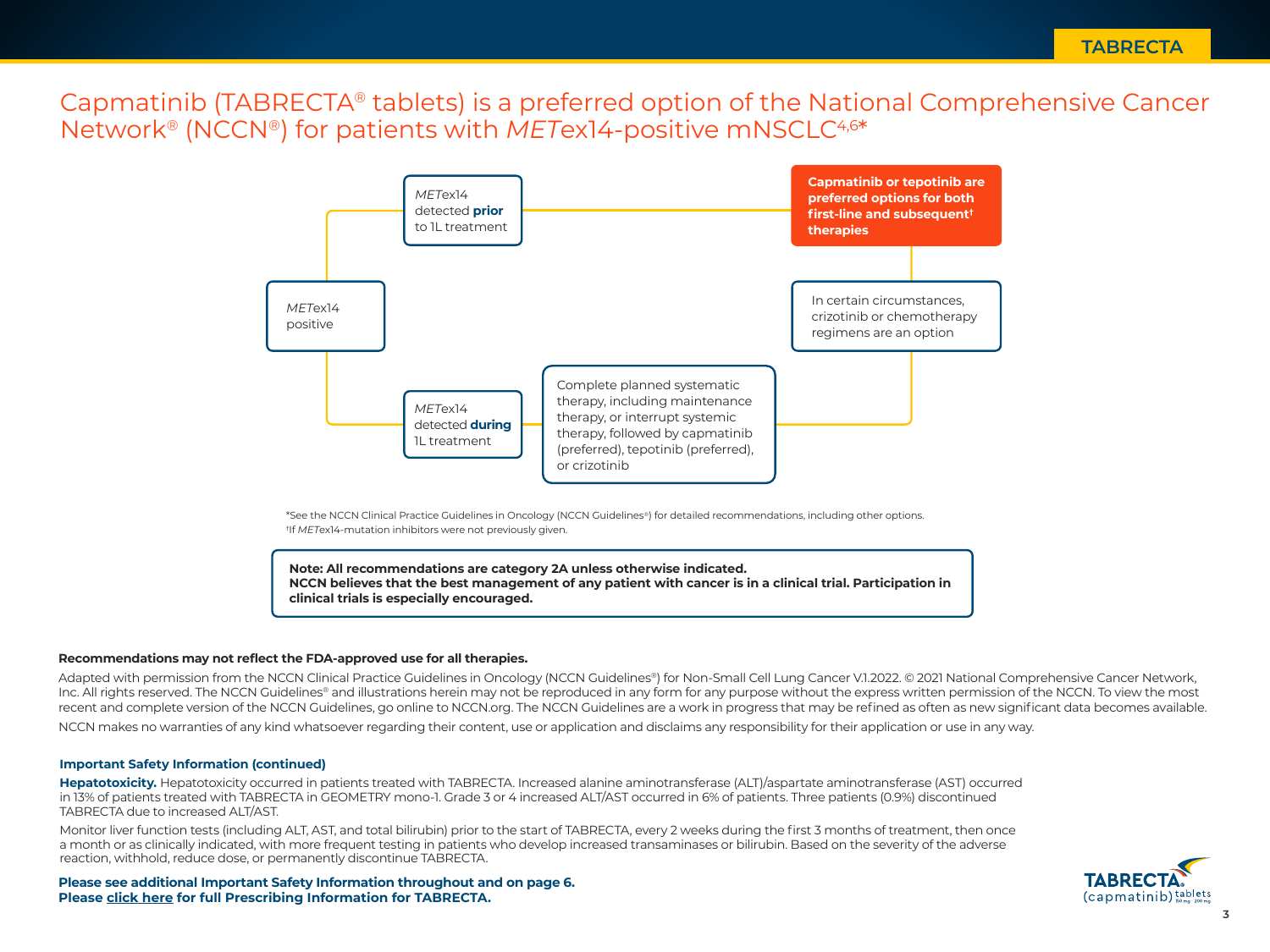# Capmatinib (TABRECTA® tablets) is a preferred option of the National Comprehensive Cancer Network® (NCCN®) for patients with *MET*ex14-positive mNSCLC[4,6]*

*MET*ex14 positive

*MET*ex14 detected **prior** to 1L treatment

**Capmatinib or tepotinib are preferred options for both first-line and subsequent† therapies**

In certain circumstances, crizotinib or chemotherapy regimens are an option

*MET*ex14 detected **during** 1L treatment

Complete planned systematic therapy, including maintenance therapy, or interrupt systemic therapy, followed by capmatinib (preferred), tepotinib (preferred), or crizotinib

*See the NCCN Clinical Practice Guidelines in Oncology (NCCN Guidelines®) for detailed recommendations, including other options.
†If *MET*ex14-mutation inhibitors were not previously given.

**Note: All recommendations are category 2A unless otherwise indicated.**
**NCCN believes that the best management of any patient with cancer is in a clinical trial. Participation in clinical trials is especially encouraged.**

**Recommendations may not reflect the FDA-approved use for all therapies.**

Adapted with permission from the NCCN Clinical Practice Guidelines in Oncology (NCCN Guidelines®) for Non-Small Cell Lung Cancer V.1.2022. © 2021 National Comprehensive Cancer Network, Inc. All rights reserved. The NCCN Guidelines® and illustrations herein may not be reproduced in any form for any purpose without the express written permission of the NCCN. To view the most recent and complete version of the NCCN Guidelines, go online to NCCN.org. The NCCN Guidelines are a work in progress that may be refined as often as new significant data becomes available.

NCCN makes no warranties of any kind whatsoever regarding their content, use or application and disclaims any responsibility for their application or use in any way.

**Important Safety Information (continued)**

**Hepatotoxicity.** Hepatotoxicity occurred in patients treated with TABRECTA. Increased alanine aminotransferase (ALT)/aspartate aminotransferase (AST) occurred in 13% of patients treated with TABRECTA in GEOMETRY mono-1. Grade 3 or 4 increased ALT/AST occurred in 6% of patients. Three patients (0.9%) discontinued TABRECTA due to increased ALT/AST.

Monitor liver function tests (including ALT, AST, and total bilirubin) prior to the start of TABRECTA, every 2 weeks during the first 3 months of treatment, then once a month or as clinically indicated, with more frequent testing in patients who develop increased transaminases or bilirubin. Based on the severity of the adverse reaction, withhold, reduce dose, or permanently discontinue TABRECTA.

**Please see additional Important Safety Information throughout and on page 6.**
**Please click here for full Prescribing Information for TABRECTA.**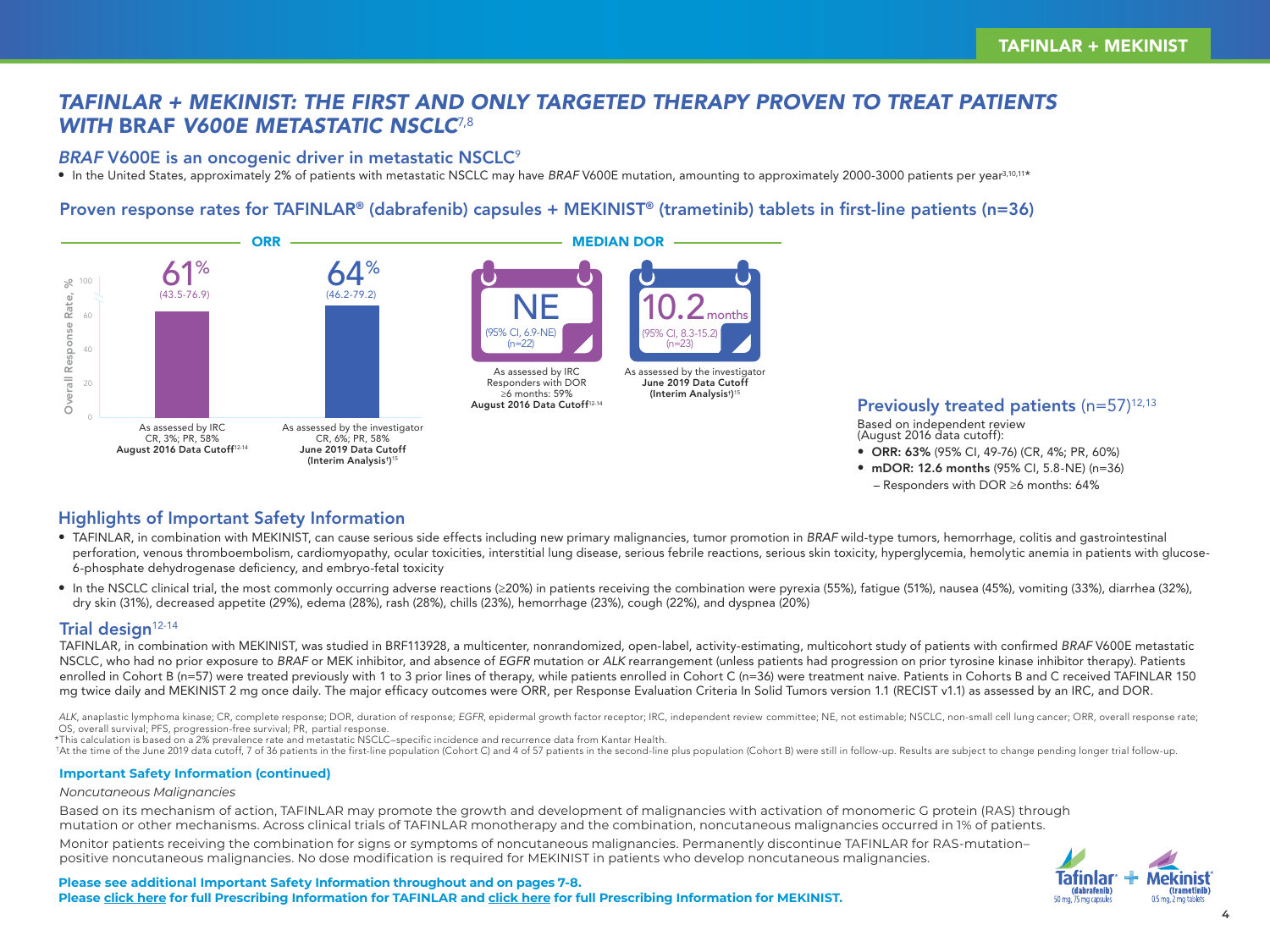# TAFINLAR + MEKINIST: THE FIRST AND ONLY TARGETED THERAPY PROVEN TO TREAT PATIENTS WITH BRAF V600E METASTATIC NSCLC[7,8]

## *BRAF* V600E is an oncogenic driver in metastatic NSCLC[9]

- In the United States, approximately 2% of patients with metastatic NSCLC may have *BRAF* V600E mutation, amounting to approximately 2000-3000 patients per year[3,10,11]*

## Proven response rates for TAFINLAR® (dabrafenib) capsules + MEKINIST® (trametinib) tablets in first-line patients (n=36)

**ORR**

| | As assessed by IRC | As assessed by the investigator |
|---|---|---|
| ORR | 61% (43.5-76.9) | 64% (46.2-79.2) |
| | CR, 3%; PR, 58% | CR, 6%; PR, 58% |
| | **August 2016 Data Cutoff**[12-14] | **June 2019 Data Cutoff (Interim Analysis†)**[15] |

**MEDIAN DOR**

| | As assessed by IRC | As assessed by the investigator |
|---|---|---|
| Median DOR | NE (95% CI, 6.9-NE) (n=22) | 10.2 months (95% CI, 8.3-15.2) (n=23) |
| | Responders with DOR ≥6 months: 59% | |
| | **August 2016 Data Cutoff**[12-14] | **June 2019 Data Cutoff (Interim Analysis†)**[15] |

### Previously treated patients (n=57)[12,13]

Based on independent review (August 2016 data cutoff):

- **ORR: 63%** (95% CI, 49-76) (CR, 4%; PR, 60%)
- **mDOR: 12.6 months** (95% CI, 5.8-NE) (n=36)
  - Responders with DOR ≥6 months: 64%

## Highlights of Important Safety Information

- TAFINLAR, in combination with MEKINIST, can cause serious side effects including new primary malignancies, tumor promotion in *BRAF* wild-type tumors, hemorrhage, colitis and gastrointestinal perforation, venous thromboembolism, cardiomyopathy, ocular toxicities, interstitial lung disease, serious febrile reactions, serious skin toxicity, hyperglycemia, hemolytic anemia in patients with glucose-6-phosphate dehydrogenase deficiency, and embryo-fetal toxicity
- In the NSCLC clinical trial, the most commonly occurring adverse reactions (≥20%) in patients receiving the combination were pyrexia (55%), fatigue (51%), nausea (45%), vomiting (33%), diarrhea (32%), dry skin (31%), decreased appetite (29%), edema (28%), rash (28%), chills (23%), hemorrhage (23%), cough (22%), and dyspnea (20%)

## Trial design[12-14]

TAFINLAR, in combination with MEKINIST, was studied in BRF113928, a multicenter, nonrandomized, open-label, activity-estimating, multicohort study of patients with confirmed *BRAF* V600E metastatic NSCLC, who had no prior exposure to *BRAF* or MEK inhibitor, and absence of *EGFR* mutation or *ALK* rearrangement (unless patients had progression on prior tyrosine kinase inhibitor therapy). Patients enrolled in Cohort B (n=57) were treated previously with 1 to 3 prior lines of therapy, while patients enrolled in Cohort C (n=36) were treatment naive. Patients in Cohorts B and C received TAFINLAR 150 mg twice daily and MEKINIST 2 mg once daily. The major efficacy outcomes were ORR, per Response Evaluation Criteria In Solid Tumors version 1.1 (RECIST v1.1) as assessed by an IRC, and DOR.

*ALK*, anaplastic lymphoma kinase; CR, complete response; DOR, duration of response; *EGFR*, epidermal growth factor receptor; IRC, independent review committee; NE, not estimable; NSCLC, non-small cell lung cancer; ORR, overall response rate; OS, overall survival; PFS, progression-free survival; PR, partial response.

*This calculation is based on a 2% prevalence rate and metastatic NSCLC–specific incidence and recurrence data from Kantar Health.

†At the time of the June 2019 data cutoff, 7 of 36 patients in the first-line population (Cohort C) and 4 of 57 patients in the second-line plus population (Cohort B) were still in follow-up. Results are subject to change pending longer trial follow-up.

**Important Safety Information (continued)**

*Noncutaneous Malignancies*

Based on its mechanism of action, TAFINLAR may promote the growth and development of malignancies with activation of monomeric G protein (RAS) through mutation or other mechanisms. Across clinical trials of TAFINLAR monotherapy and the combination, noncutaneous malignancies occurred in 1% of patients.

Monitor patients receiving the combination for signs or symptoms of noncutaneous malignancies. Permanently discontinue TAFINLAR for RAS-mutation–positive noncutaneous malignancies. No dose modification is required for MEKINIST in patients who develop noncutaneous malignancies.

**Please see additional Important Safety Information throughout and on pages 7-8.**
**Please click here for full Prescribing Information for TAFINLAR and click here for full Prescribing Information for MEKINIST.**

Tafinlar® (dabrafenib) 50 mg, 75 mg capsules + Mekinist® (trametinib) 0.5 mg, 2 mg tablets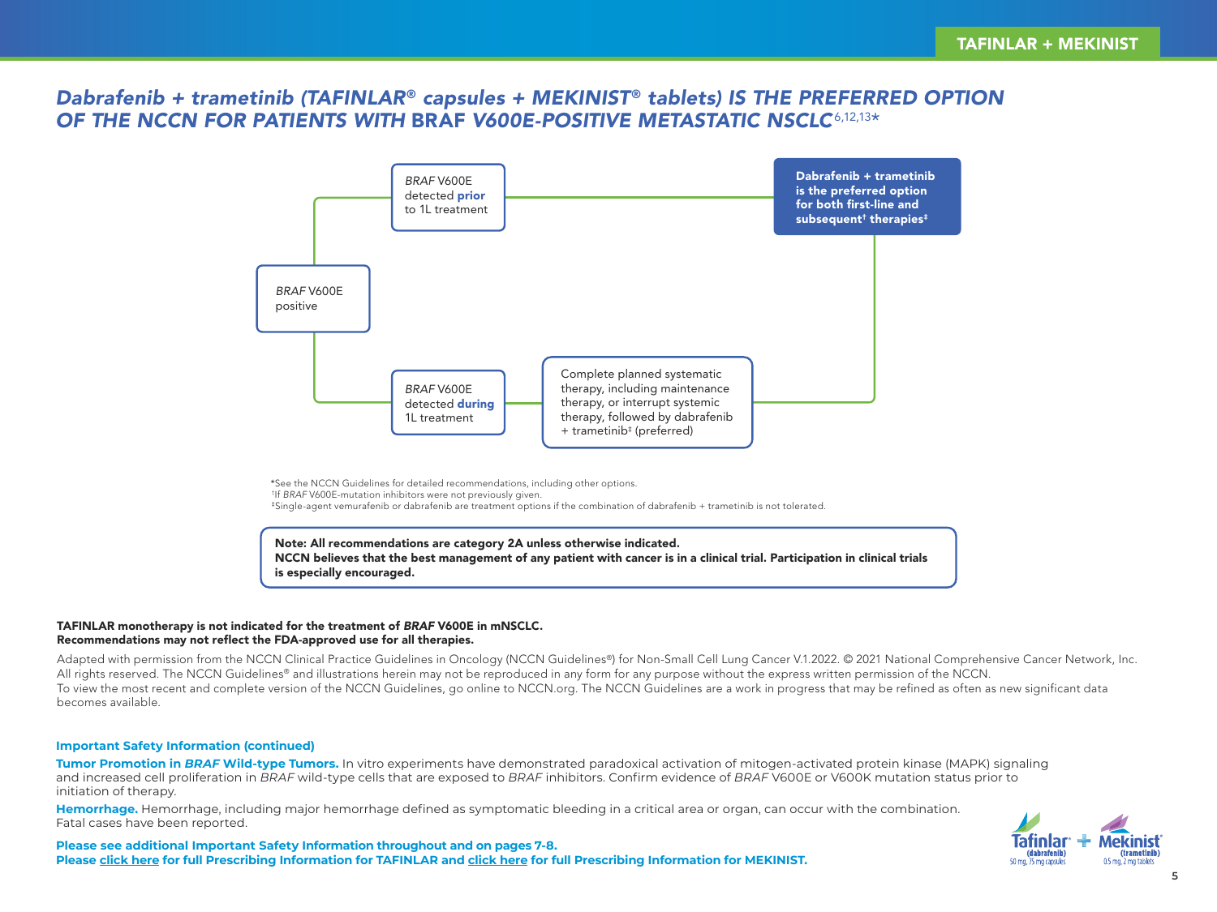# *Dabrafenib + trametinib (TAFINLAR® capsules + MEKINIST® tablets) IS THE PREFERRED OPTION OF THE NCCN FOR PATIENTS WITH* BRAF *V600E-POSITIVE METASTATIC NSCLC*[6,12,13*]

*BRAF* V600E positive

- *BRAF* V600E detected **prior** to 1L treatment → **Dabrafenib + trametinib is the preferred option for both first-line and subsequent[†] therapies[‡]**
- *BRAF* V600E detected **during** 1L treatment → Complete planned systematic therapy, including maintenance therapy, or interrupt systemic therapy, followed by dabrafenib + trametinib[‡] (preferred) → **Dabrafenib + trametinib is the preferred option for both first-line and subsequent[†] therapies[‡]**

*See the NCCN Guidelines for detailed recommendations, including other options.
†If *BRAF* V600E-mutation inhibitors were not previously given.
‡Single-agent vemurafenib or dabrafenib are treatment options if the combination of dabrafenib + trametinib is not tolerated.

**Note: All recommendations are category 2A unless otherwise indicated.**
**NCCN believes that the best management of any patient with cancer is in a clinical trial. Participation in clinical trials is especially encouraged.**

**TAFINLAR monotherapy is not indicated for the treatment of *BRAF* V600E in mNSCLC.**
**Recommendations may not reflect the FDA-approved use for all therapies.**

Adapted with permission from the NCCN Clinical Practice Guidelines in Oncology (NCCN Guidelines®) for Non-Small Cell Lung Cancer V.1.2022. © 2021 National Comprehensive Cancer Network, Inc. All rights reserved. The NCCN Guidelines® and illustrations herein may not be reproduced in any form for any purpose without the express written permission of the NCCN. To view the most recent and complete version of the NCCN Guidelines, go online to NCCN.org. The NCCN Guidelines are a work in progress that may be refined as often as new significant data becomes available.

**Important Safety Information (continued)**

**Tumor Promotion in *BRAF* Wild-type Tumors.** In vitro experiments have demonstrated paradoxical activation of mitogen-activated protein kinase (MAPK) signaling and increased cell proliferation in *BRAF* wild-type cells that are exposed to *BRAF* inhibitors. Confirm evidence of *BRAF* V600E or V600K mutation status prior to initiation of therapy.

**Hemorrhage.** Hemorrhage, including major hemorrhage defined as symptomatic bleeding in a critical area or organ, can occur with the combination. Fatal cases have been reported.

**Please see additional Important Safety Information throughout and on pages 7-8.**
**Please click here for full Prescribing Information for TAFINLAR and click here for full Prescribing Information for MEKINIST.**

Tafinlar® (dabrafenib) 50 mg, 75 mg capsules + Mekinist® (trametinib) 0.5 mg, 2 mg tablets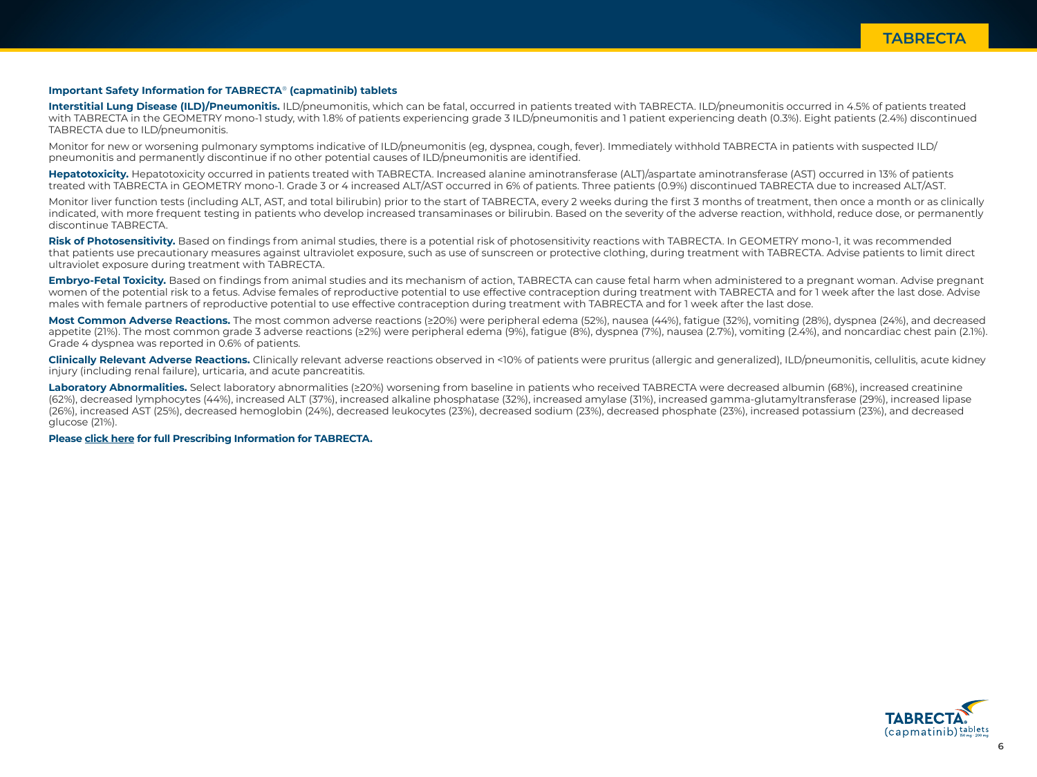**Important Safety Information for TABRECTA® (capmatinib) tablets**

**Interstitial Lung Disease (ILD)/Pneumonitis.** ILD/pneumonitis, which can be fatal, occurred in patients treated with TABRECTA. ILD/pneumonitis occurred in 4.5% of patients treated with TABRECTA in the GEOMETRY mono-1 study, with 1.8% of patients experiencing grade 3 ILD/pneumonitis and 1 patient experiencing death (0.3%). Eight patients (2.4%) discontinued TABRECTA due to ILD/pneumonitis.

Monitor for new or worsening pulmonary symptoms indicative of ILD/pneumonitis (eg, dyspnea, cough, fever). Immediately withhold TABRECTA in patients with suspected ILD/pneumonitis and permanently discontinue if no other potential causes of ILD/pneumonitis are identified.

**Hepatotoxicity.** Hepatotoxicity occurred in patients treated with TABRECTA. Increased alanine aminotransferase (ALT)/aspartate aminotransferase (AST) occurred in 13% of patients treated with TABRECTA in GEOMETRY mono-1. Grade 3 or 4 increased ALT/AST occurred in 6% of patients. Three patients (0.9%) discontinued TABRECTA due to increased ALT/AST.

Monitor liver function tests (including ALT, AST, and total bilirubin) prior to the start of TABRECTA, every 2 weeks during the first 3 months of treatment, then once a month or as clinically indicated, with more frequent testing in patients who develop increased transaminases or bilirubin. Based on the severity of the adverse reaction, withhold, reduce dose, or permanently discontinue TABRECTA.

**Risk of Photosensitivity.** Based on findings from animal studies, there is a potential risk of photosensitivity reactions with TABRECTA. In GEOMETRY mono-1, it was recommended that patients use precautionary measures against ultraviolet exposure, such as use of sunscreen or protective clothing, during treatment with TABRECTA. Advise patients to limit direct ultraviolet exposure during treatment with TABRECTA.

**Embryo-Fetal Toxicity.** Based on findings from animal studies and its mechanism of action, TABRECTA can cause fetal harm when administered to a pregnant woman. Advise pregnant women of the potential risk to a fetus. Advise females of reproductive potential to use effective contraception during treatment with TABRECTA and for 1 week after the last dose. Advise males with female partners of reproductive potential to use effective contraception during treatment with TABRECTA and for 1 week after the last dose.

**Most Common Adverse Reactions.** The most common adverse reactions (≥20%) were peripheral edema (52%), nausea (44%), fatigue (32%), vomiting (28%), dyspnea (24%), and decreased appetite (21%). The most common grade 3 adverse reactions (≥2%) were peripheral edema (9%), fatigue (8%), dyspnea (7%), nausea (2.7%), vomiting (2.4%), and noncardiac chest pain (2.1%). Grade 4 dyspnea was reported in 0.6% of patients.

**Clinically Relevant Adverse Reactions.** Clinically relevant adverse reactions observed in <10% of patients were pruritus (allergic and generalized), ILD/pneumonitis, cellulitis, acute kidney injury (including renal failure), urticaria, and acute pancreatitis.

**Laboratory Abnormalities.** Select laboratory abnormalities (≥20%) worsening from baseline in patients who received TABRECTA were decreased albumin (68%), increased creatinine (62%), decreased lymphocytes (44%), increased ALT (37%), increased alkaline phosphatase (32%), increased amylase (31%), increased gamma-glutamyltransferase (29%), increased lipase (26%), increased AST (25%), decreased hemoglobin (24%), decreased leukocytes (23%), decreased sodium (23%), decreased phosphate (23%), increased potassium (23%), and decreased glucose (21%).

**Please click here for full Prescribing Information for TABRECTA.**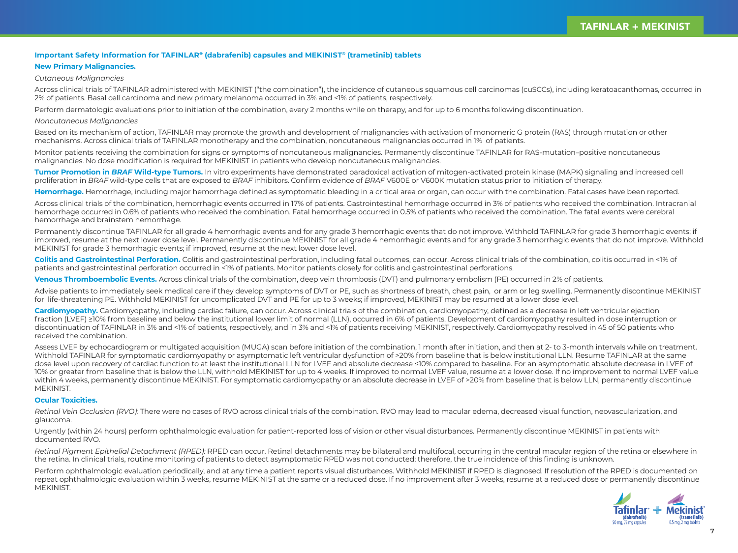**Important Safety Information for TAFINLAR® (dabrafenib) capsules and MEKINIST® (trametinib) tablets**

**New Primary Malignancies.**

*Cutaneous Malignancies*

Across clinical trials of TAFINLAR administered with MEKINIST ("the combination"), the incidence of cutaneous squamous cell carcinomas (cuSCCs), including keratoacanthomas, occurred in 2% of patients. Basal cell carcinoma and new primary melanoma occurred in 3% and <1% of patients, respectively.

Perform dermatologic evaluations prior to initiation of the combination, every 2 months while on therapy, and for up to 6 months following discontinuation.

*Noncutaneous Malignancies*

Based on its mechanism of action, TAFINLAR may promote the growth and development of malignancies with activation of monomeric G protein (RAS) through mutation or other mechanisms. Across clinical trials of TAFINLAR monotherapy and the combination, noncutaneous malignancies occurred in 1% of patients.

Monitor patients receiving the combination for signs or symptoms of noncutaneous malignancies. Permanently discontinue TAFINLAR for RAS-mutation–positive noncutaneous malignancies. No dose modification is required for MEKINIST in patients who develop noncutaneous malignancies.

**Tumor Promotion in *BRAF* Wild-type Tumors.** In vitro experiments have demonstrated paradoxical activation of mitogen-activated protein kinase (MAPK) signaling and increased cell proliferation in *BRAF* wild-type cells that are exposed to *BRAF* inhibitors. Confirm evidence of *BRAF* V600E or V600K mutation status prior to initiation of therapy.

**Hemorrhage.** Hemorrhage, including major hemorrhage defined as symptomatic bleeding in a critical area or organ, can occur with the combination. Fatal cases have been reported.

Across clinical trials of the combination, hemorrhagic events occurred in 17% of patients. Gastrointestinal hemorrhage occurred in 3% of patients who received the combination. Intracranial hemorrhage occurred in 0.6% of patients who received the combination. Fatal hemorrhage occurred in 0.5% of patients who received the combination. The fatal events were cerebral hemorrhage and brainstem hemorrhage.

Permanently discontinue TAFINLAR for all grade 4 hemorrhagic events and for any grade 3 hemorrhagic events that do not improve. Withhold TAFINLAR for grade 3 hemorrhagic events; if improved, resume at the next lower dose level. Permanently discontinue MEKINIST for all grade 4 hemorrhagic events and for any grade 3 hemorrhagic events that do not improve. Withhold MEKINIST for grade 3 hemorrhagic events; if improved, resume at the next lower dose level.

**Colitis and Gastrointestinal Perforation.** Colitis and gastrointestinal perforation, including fatal outcomes, can occur. Across clinical trials of the combination, colitis occurred in <1% of patients and gastrointestinal perforation occurred in <1% of patients. Monitor patients closely for colitis and gastrointestinal perforations.

**Venous Thromboembolic Events.** Across clinical trials of the combination, deep vein thrombosis (DVT) and pulmonary embolism (PE) occurred in 2% of patients.

Advise patients to immediately seek medical care if they develop symptoms of DVT or PE, such as shortness of breath, chest pain, or arm or leg swelling. Permanently discontinue MEKINIST for life-threatening PE. Withhold MEKINIST for uncomplicated DVT and PE for up to 3 weeks; if improved, MEKINIST may be resumed at a lower dose level.

**Cardiomyopathy.** Cardiomyopathy, including cardiac failure, can occur. Across clinical trials of the combination, cardiomyopathy, defined as a decrease in left ventricular ejection fraction (LVEF) ≥10% from baseline and below the institutional lower limit of normal (LLN), occurred in 6% of patients. Development of cardiomyopathy resulted in dose interruption or discontinuation of TAFINLAR in 3% and <1% of patients, respectively, and in 3% and <1% of patients receiving MEKINIST, respectively. Cardiomyopathy resolved in 45 of 50 patients who received the combination.

Assess LVEF by echocardiogram or multigated acquisition (MUGA) scan before initiation of the combination, 1 month after initiation, and then at 2- to 3-month intervals while on treatment. Withhold TAFINLAR for symptomatic cardiomyopathy or asymptomatic left ventricular dysfunction of >20% from baseline that is below institutional LLN. Resume TAFINLAR at the same dose level upon recovery of cardiac function to at least the institutional LLN for LVEF and absolute decrease ≤10% compared to baseline. For an asymptomatic absolute decrease in LVEF of 10% or greater from baseline that is below the LLN, withhold MEKINIST for up to 4 weeks. If improved to normal LVEF value, resume at a lower dose. If no improvement to normal LVEF value within 4 weeks, permanently discontinue MEKINIST. For symptomatic cardiomyopathy or an absolute decrease in LVEF of >20% from baseline that is below LLN, permanently discontinue MEKINIST.

**Ocular Toxicities.**

*Retinal Vein Occlusion (RVO):* There were no cases of RVO across clinical trials of the combination. RVO may lead to macular edema, decreased visual function, neovascularization, and glaucoma.

Urgently (within 24 hours) perform ophthalmologic evaluation for patient-reported loss of vision or other visual disturbances. Permanently discontinue MEKINIST in patients with documented RVO.

*Retinal Pigment Epithelial Detachment (RPED):* RPED can occur. Retinal detachments may be bilateral and multifocal, occurring in the central macular region of the retina or elsewhere in the retina. In clinical trials, routine monitoring of patients to detect asymptomatic RPED was not conducted; therefore, the true incidence of this finding is unknown.

Perform ophthalmologic evaluation periodically, and at any time a patient reports visual disturbances. Withhold MEKINIST if RPED is diagnosed. If resolution of the RPED is documented on repeat ophthalmologic evaluation within 3 weeks, resume MEKINIST at the same or a reduced dose. If no improvement after 3 weeks, resume at a reduced dose or permanently discontinue MEKINIST.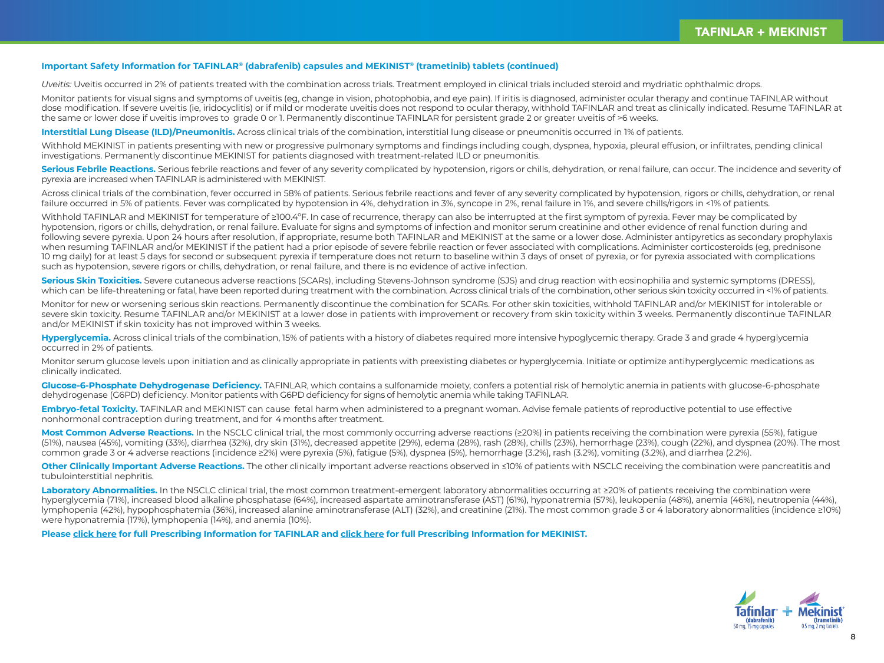**Important Safety Information for TAFINLAR® (dabrafenib) capsules and MEKINIST® (trametinib) tablets (continued)**

*Uveitis:* Uveitis occurred in 2% of patients treated with the combination across trials. Treatment employed in clinical trials included steroid and mydriatic ophthalmic drops.

Monitor patients for visual signs and symptoms of uveitis (eg, change in vision, photophobia, and eye pain). If iritis is diagnosed, administer ocular therapy and continue TAFINLAR without dose modification. If severe uveitis (ie, iridocyclitis) or if mild or moderate uveitis does not respond to ocular therapy, withhold TAFINLAR and treat as clinically indicated. Resume TAFINLAR at the same or lower dose if uveitis improves to grade 0 or 1. Permanently discontinue TAFINLAR for persistent grade 2 or greater uveitis of >6 weeks.

**Interstitial Lung Disease (ILD)/Pneumonitis.** Across clinical trials of the combination, interstitial lung disease or pneumonitis occurred in 1% of patients.

Withhold MEKINIST in patients presenting with new or progressive pulmonary symptoms and findings including cough, dyspnea, hypoxia, pleural effusion, or infiltrates, pending clinical investigations. Permanently discontinue MEKINIST for patients diagnosed with treatment-related ILD or pneumonitis.

**Serious Febrile Reactions.** Serious febrile reactions and fever of any severity complicated by hypotension, rigors or chills, dehydration, or renal failure, can occur. The incidence and severity of pyrexia are increased when TAFINLAR is administered with MEKINIST.

Across clinical trials of the combination, fever occurred in 58% of patients. Serious febrile reactions and fever of any severity complicated by hypotension, rigors or chills, dehydration, or renal failure occurred in 5% of patients. Fever was complicated by hypotension in 4%, dehydration in 3%, syncope in 2%, renal failure in 1%, and severe chills/rigors in <1% of patients.

Withhold TAFINLAR and MEKINIST for temperature of ≥100.4°F. In case of recurrence, therapy can also be interrupted at the first symptom of pyrexia. Fever may be complicated by hypotension, rigors or chills, dehydration, or renal failure. Evaluate for signs and symptoms of infection and monitor serum creatinine and other evidence of renal function during and following severe pyrexia. Upon 24 hours after resolution, if appropriate, resume both TAFINLAR and MEKINIST at the same or a lower dose. Administer antipyretics as secondary prophylaxis when resuming TAFINLAR and/or MEKINIST if the patient had a prior episode of severe febrile reaction or fever associated with complications. Administer corticosteroids (eg, prednisone 10 mg daily) for at least 5 days for second or subsequent pyrexia if temperature does not return to baseline within 3 days of onset of pyrexia, or for pyrexia associated with complications such as hypotension, severe rigors or chills, dehydration, or renal failure, and there is no evidence of active infection.

**Serious Skin Toxicities.** Severe cutaneous adverse reactions (SCARs), including Stevens-Johnson syndrome (SJS) and drug reaction with eosinophilia and systemic symptoms (DRESS), which can be life-threatening or fatal, have been reported during treatment with the combination. Across clinical trials of the combination, other serious skin toxicity occurred in <1% of patients.

Monitor for new or worsening serious skin reactions. Permanently discontinue the combination for SCARs. For other skin toxicities, withhold TAFINLAR and/or MEKINIST for intolerable or severe skin toxicity. Resume TAFINLAR and/or MEKINIST at a lower dose in patients with improvement or recovery from skin toxicity within 3 weeks. Permanently discontinue TAFINLAR and/or MEKINIST if skin toxicity has not improved within 3 weeks.

**Hyperglycemia.** Across clinical trials of the combination, 15% of patients with a history of diabetes required more intensive hypoglycemic therapy. Grade 3 and grade 4 hyperglycemia occurred in 2% of patients.

Monitor serum glucose levels upon initiation and as clinically appropriate in patients with preexisting diabetes or hyperglycemia. Initiate or optimize antihyperglycemic medications as clinically indicated.

**Glucose-6-Phosphate Dehydrogenase Deficiency.** TAFINLAR, which contains a sulfonamide moiety, confers a potential risk of hemolytic anemia in patients with glucose-6-phosphate dehydrogenase (G6PD) deficiency. Monitor patients with G6PD deficiency for signs of hemolytic anemia while taking TAFINLAR.

**Embryo-fetal Toxicity.** TAFINLAR and MEKINIST can cause fetal harm when administered to a pregnant woman. Advise female patients of reproductive potential to use effective nonhormonal contraception during treatment, and for 4 months after treatment.

**Most Common Adverse Reactions.** In the NSCLC clinical trial, the most commonly occurring adverse reactions (≥20%) in patients receiving the combination were pyrexia (55%), fatigue (51%), nausea (45%), vomiting (33%), diarrhea (32%), dry skin (31%), decreased appetite (29%), edema (28%), rash (28%), chills (23%), hemorrhage (23%), cough (22%), and dyspnea (20%). The most common grade 3 or 4 adverse reactions (incidence ≥2%) were pyrexia (5%), fatigue (5%), dyspnea (5%), hemorrhage (3.2%), rash (3.2%), vomiting (3.2%), and diarrhea (2.2%).

**Other Clinically Important Adverse Reactions.** The other clinically important adverse reactions observed in ≤10% of patients with NSCLC receiving the combination were pancreatitis and tubulointerstitial nephritis.

**Laboratory Abnormalities.** In the NSCLC clinical trial, the most common treatment-emergent laboratory abnormalities occurring at ≥20% of patients receiving the combination were hyperglycemia (71%), increased blood alkaline phosphatase (64%), increased aspartate aminotransferase (AST) (61%), hyponatremia (57%), leukopenia (48%), anemia (46%), neutropenia (44%), lymphopenia (42%), hypophosphatemia (36%), increased alanine aminotransferase (ALT) (32%), and creatinine (21%). The most common grade 3 or 4 laboratory abnormalities (incidence ≥10%) were hyponatremia (17%), lymphopenia (14%), and anemia (10%).

**Please click here for full Prescribing Information for TAFINLAR and click here for full Prescribing Information for MEKINIST.**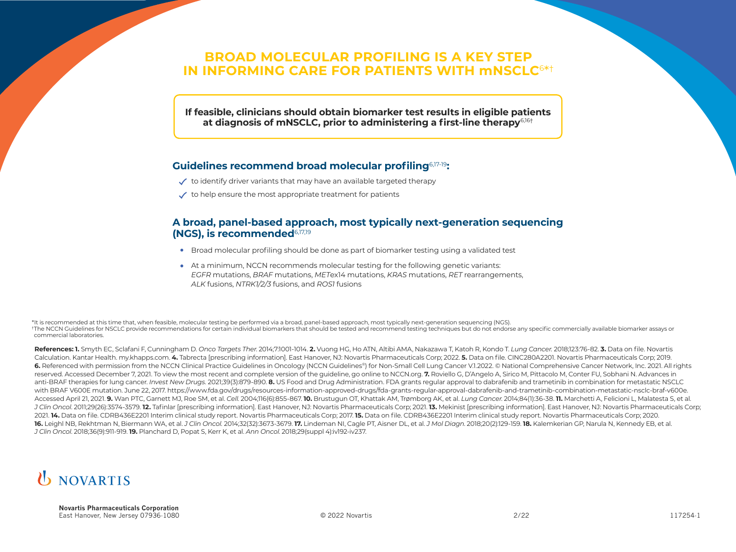# BROAD MOLECULAR PROFILING IS A KEY STEP IN INFORMING CARE FOR PATIENTS WITH mNSCLC[6*†]

**If feasible, clinicians should obtain biomarker test results in eligible patients at diagnosis of mNSCLC, prior to administering a first-line therapy[6,16†]**

## Guidelines recommend broad molecular profiling[6,17-19]:

- ✓ to identify driver variants that may have an available targeted therapy
- ✓ to help ensure the most appropriate treatment for patients

## A broad, panel-based approach, most typically next-generation sequencing (NGS), is recommended[6,17,19]

- Broad molecular profiling should be done as part of biomarker testing using a validated test
- At a minimum, NCCN recommends molecular testing for the following genetic variants: *EGFR* mutations, *BRAF* mutations, *MET*ex14 mutations, *KRAS* mutations, *RET* rearrangements, *ALK* fusions, *NTRK1/2/3* fusions, and *ROS1* fusions

*It is recommended at this time that, when feasible, molecular testing be performed via a broad, panel-based approach, most typically next-generation sequencing (NGS).
†The NCCN Guidelines for NSCLC provide recommendations for certain individual biomarkers that should be tested and recommend testing techniques but do not endorse any specific commercially available biomarker assays or commercial laboratories.

**References: 1.** Smyth EC, Sclafani F, Cunningham D. *Onco Targets Ther.* 2014;7:1001-1014. **2.** Vuong HG, Ho ATN, Altibi AMA, Nakazawa T, Katoh R, Kondo T. *Lung Cancer.* 2018;123:76-82. **3.** Data on file. Novartis Calculation. Kantar Health. my.khapps.com. **4.** Tabrecta [prescribing information]. East Hanover, NJ: Novartis Pharmaceuticals Corp; 2022. **5.** Data on file. CINC280A2201. Novartis Pharmaceuticals Corp; 2019. **6.** Referenced with permission from the NCCN Clinical Practice Guidelines in Oncology (NCCN Guidelines®) for Non-Small Cell Lung Cancer V.1.2022. © National Comprehensive Cancer Network, Inc. 2021. All rights reserved. Accessed December 7, 2021. To view the most recent and complete version of the guideline, go online to NCCN.org. **7.** Roviello G, D'Angelo A, Sirico M, Pittacolo M, Conter FU, Sobhani N. Advances in anti-BRAF therapies for lung cancer. *Invest New Drugs.* 2021;39(3):879-890. **8.** US Food and Drug Administration. FDA grants regular approval to dabrafenib and trametinib in combination for metastatic NSCLC with BRAF V600E mutation. June 22, 2017. https://www.fda.gov/drugs/resources-information-approved-drugs/fda-grants-regular-approval-dabrafenib-and-trametinib-combination-metastatic-nsclc-braf-v600e. Accessed April 21, 2021. **9.** Wan PTC, Garnett MJ, Roe SM, et al. *Cell.* 2004;116(6):855-867. **10.** Brustugun OT, Khattak AM, Trømborg AK, et al. *Lung Cancer.* 2014;84(1):36-38. **11.** Marchetti A, Felicioni L, Malatesta S, et al. *J Clin Oncol.* 2011;29(26):3574-3579. **12.** Tafinlar [prescribing information]. East Hanover, NJ: Novartis Pharmaceuticals Corp; 2021. **13.** Mekinist [prescribing information]. East Hanover, NJ: Novartis Pharmaceuticals Corp; 2021. **14.** Data on file. CDRB436E2201 Interim clinical study report. Novartis Pharmaceuticals Corp; 2017. **15.** Data on file. CDRB436E2201 Interim clinical study report. Novartis Pharmaceuticals Corp; 2020. **16.** Leighl NB, Rekhtman N, Biermann WA, et al. *J Clin Oncol.* 2014;32(32):3673-3679. **17.** Lindeman NI, Cagle PT, Aisner DL, et al. *J Mol Diagn.* 2018;20(2):129-159. **18.** Kalemkerian GP, Narula N, Kennedy EB, et al. *J Clin Oncol.* 2018;36(9):911-919. **19.** Planchard D, Popat S, Kerr K, et al. *Ann Oncol.* 2018;29(suppl 4):iv192-iv237.

NOVARTIS

**Novartis Pharmaceuticals Corporation**
East Hanover, New Jersey 07936-1080

© 2022 Novartis 2/22 117254-1